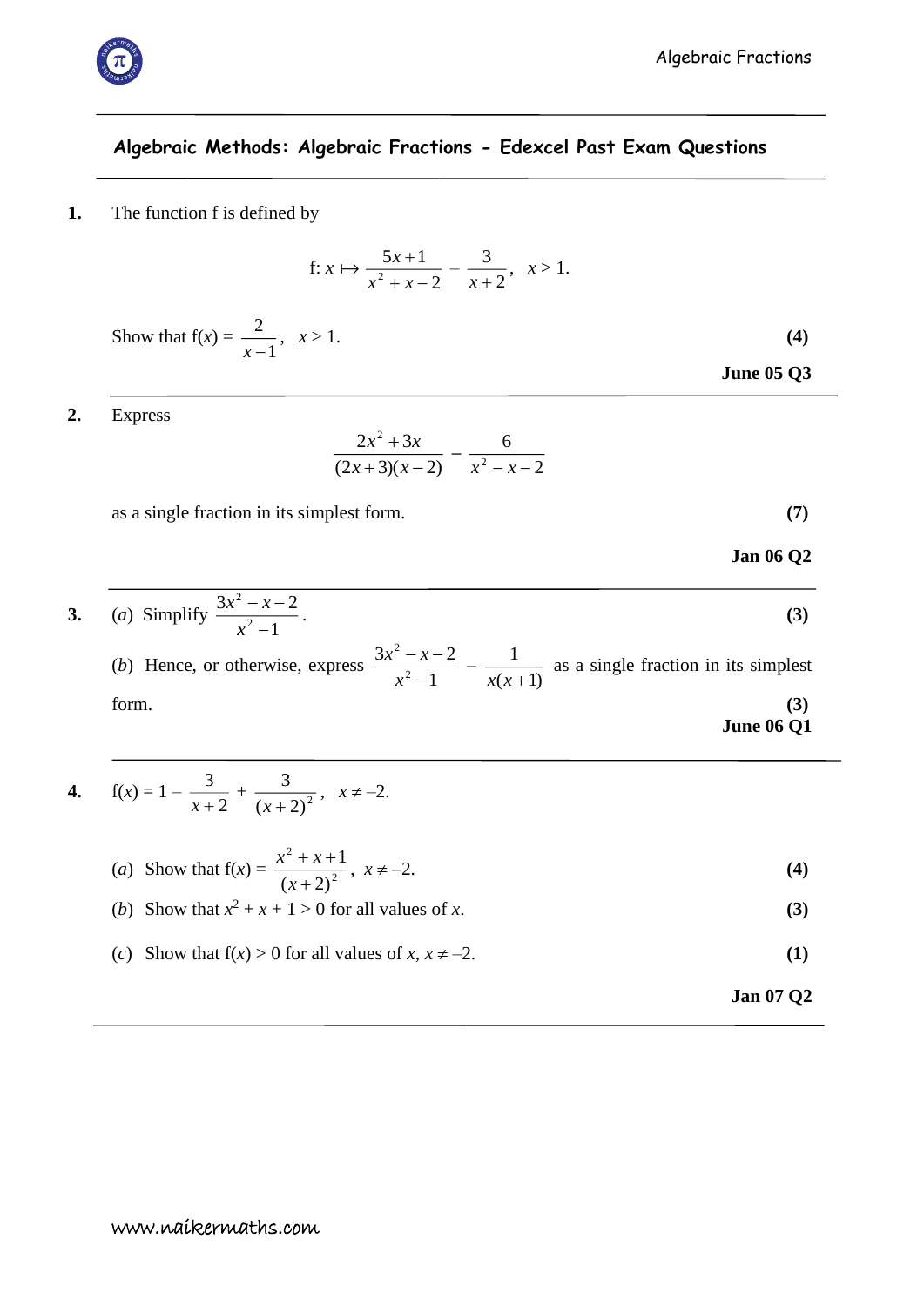## Algebraic Methods: Algebraic Fractions - Edexcel Past Exam Questions

**1.** The function f is defined by

$$\text{f}: x \mapsto \frac{5x+1}{x^2+x-2} - \frac{3}{x+2}, \quad x > 1.$$

Show that $\text{f}(x) = \dfrac{2}{x-1}$, $\quad x > 1$. **(4)**

**June 05 Q3**

---

**2.** Express

$$\frac{2x^2+3x}{(2x+3)(x-2)} - \frac{6}{x^2-x-2}$$

as a single fraction in its simplest form. **(7)**

**Jan 06 Q2**

---

**3.** (*a*) Simplify $\dfrac{3x^2-x-2}{x^2-1}$. **(3)**

(*b*) Hence, or otherwise, express $\dfrac{3x^2-x-2}{x^2-1} - \dfrac{1}{x(x+1)}$ as a single fraction in its simplest form. **(3)**

**June 06 Q1**

---

**4.** $\text{f}(x) = 1 - \dfrac{3}{x+2} + \dfrac{3}{(x+2)^2}$, $\quad x \neq -2$.

(*a*) Show that $\text{f}(x) = \dfrac{x^2+x+1}{(x+2)^2}$, $x \neq -2$. **(4)**

(*b*) Show that $x^2 + x + 1 > 0$ for all values of $x$. **(3)**

(*c*) Show that $\text{f}(x) > 0$ for all values of $x$, $x \neq -2$. **(1)**

**Jan 07 Q2**

---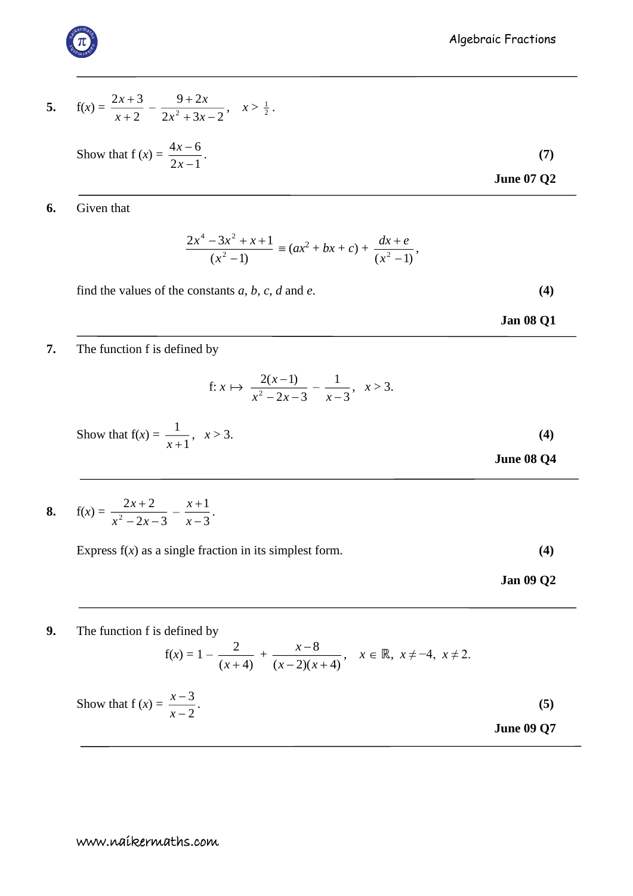**5.** $\text{f}(x) = \dfrac{2x+3}{x+2} - \dfrac{9+2x}{2x^2+3x-2}, \quad x > \frac{1}{2}.$

Show that $\text{f}(x) = \dfrac{4x-6}{2x-1}$. **(7)**

**June 07 Q2**

---

**6.** Given that

$$\frac{2x^4 - 3x^2 + x + 1}{(x^2 - 1)} \equiv (ax^2 + bx + c) + \frac{dx + e}{(x^2 - 1)},$$

find the values of the constants $a$, $b$, $c$, $d$ and $e$. **(4)**

**Jan 08 Q1**

---

**7.** The function f is defined by

$$\text{f}: x \mapsto \frac{2(x-1)}{x^2 - 2x - 3} - \frac{1}{x-3}, \quad x > 3.$$

Show that $\text{f}(x) = \dfrac{1}{x+1}, \quad x > 3.$ **(4)**

**June 08 Q4**

---

**8.** $\text{f}(x) = \dfrac{2x+2}{x^2 - 2x - 3} - \dfrac{x+1}{x-3}.$

Express $\text{f}(x)$ as a single fraction in its simplest form. **(4)**

**Jan 09 Q2**

---

**9.** The function f is defined by

$$\text{f}(x) = 1 - \frac{2}{(x+4)} + \frac{x-8}{(x-2)(x+4)}, \quad x \in \mathbb{R},\ x \neq -4,\ x \neq 2.$$

Show that $\text{f}(x) = \dfrac{x-3}{x-2}$. **(5)**

**June 09 Q7**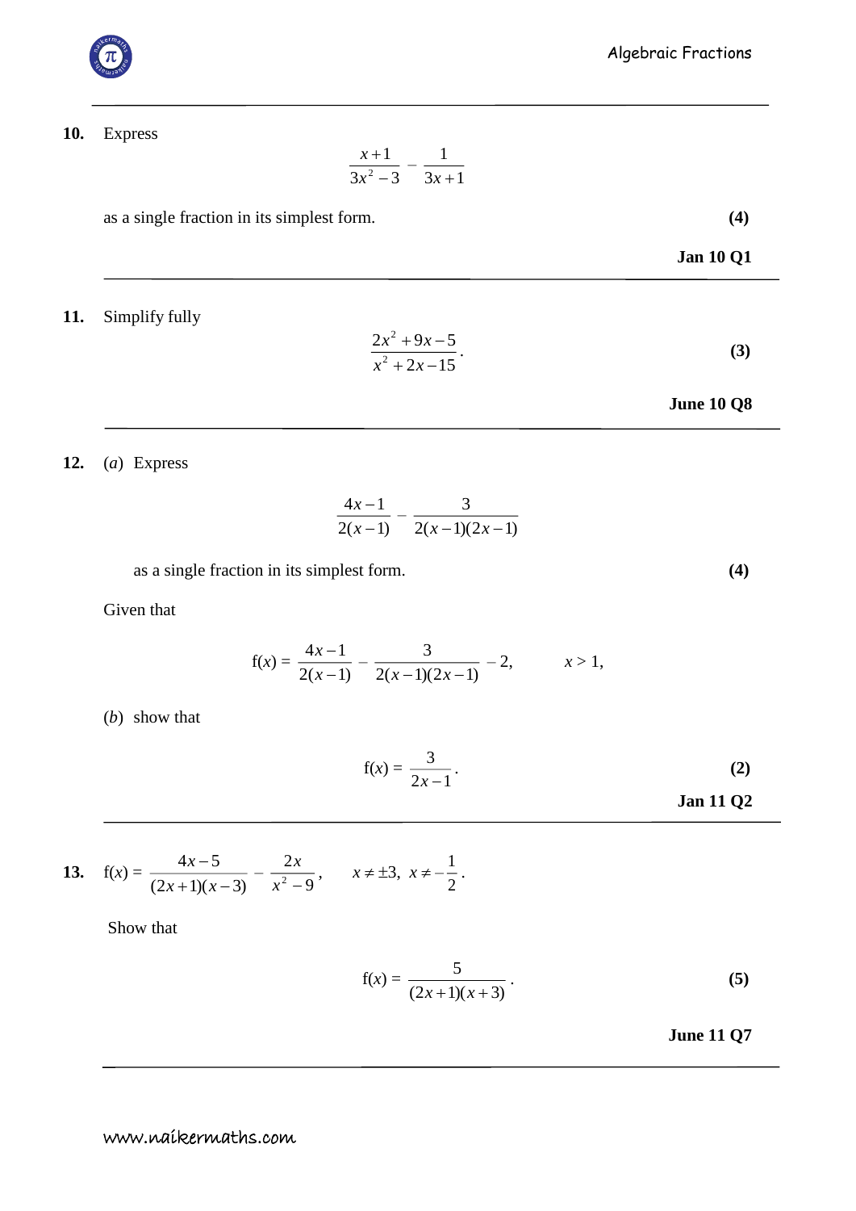**10.** Express

$$\frac{x+1}{3x^2-3} - \frac{1}{3x+1}$$

as a single fraction in its simplest form. **(4)**

**Jan 10 Q1**

---

**11.** Simplify fully

$$\frac{2x^2+9x-5}{x^2+2x-15}.$$ **(3)**

**June 10 Q8**

---

**12.** (*a*) Express

$$\frac{4x-1}{2(x-1)} - \frac{3}{2(x-1)(2x-1)}$$

as a single fraction in its simplest form. **(4)**

Given that

$$\text{f}(x) = \frac{4x-1}{2(x-1)} - \frac{3}{2(x-1)(2x-1)} - 2, \qquad x > 1,$$

(*b*) show that

$$\text{f}(x) = \frac{3}{2x-1}.$$ **(2)**

**Jan 11 Q2**

---

**13.** $$\text{f}(x) = \frac{4x-5}{(2x+1)(x-3)} - \frac{2x}{x^2-9}, \qquad x \neq \pm 3,\ x \neq -\frac{1}{2}.$$

Show that

$$\text{f}(x) = \frac{5}{(2x+1)(x+3)}.$$ **(5)**

**June 11 Q7**